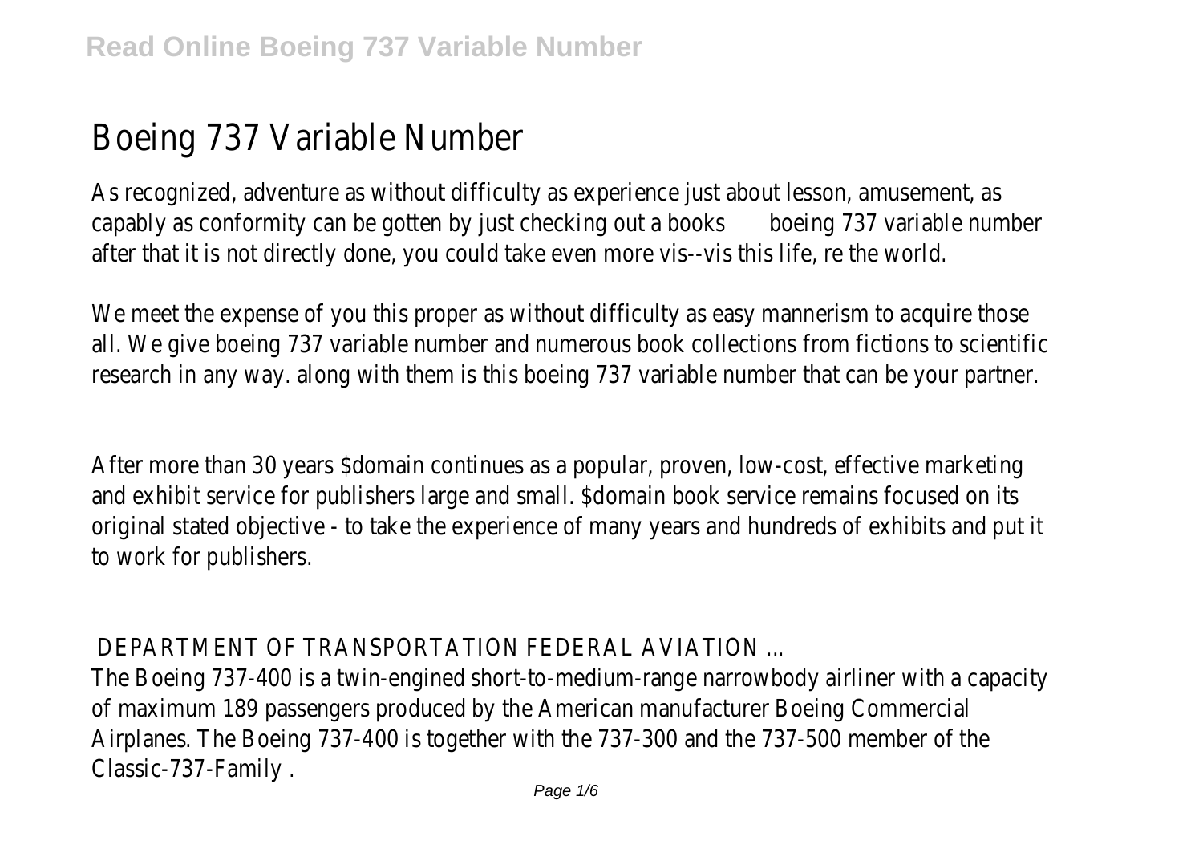# Boeing 737 Variable Number

As recognized, adventure as without difficulty as experience just about lesson, amusement, as capably as conformity can be gotten by just checking out a books boeing 737 variable number after that it is not directly done, you could take even more vis--vis this life, re the world.

We meet the expense of you this proper as without difficulty as easy mannerism to acquire those all. We give boeing 737 variable number and numerous book collections from fictions to scientific research in any way. along with them is this boeing 737 variable number that can be your partner.

After more than 30 years $domain continues as a popular, proven, low-cost, effective marketing and exhibit service for publishers large and small. $domain book service remains focused on its original stated objective - to take the experience of many years and hundreds of exhibits and put it to work for publishers.

## DEPARTMENT OF TRANSPORTATION FEDERAL AVIATION ...

The Boeing 737-400 is a twin-engined short-to-medium-range narrowbody airliner with a capacity of maximum 189 passengers produced by the American manufacturer Boeing Commercial Airplanes. The Boeing 737-400 is together with the 737-300 and the 737-500 member of the Classic-737-Family .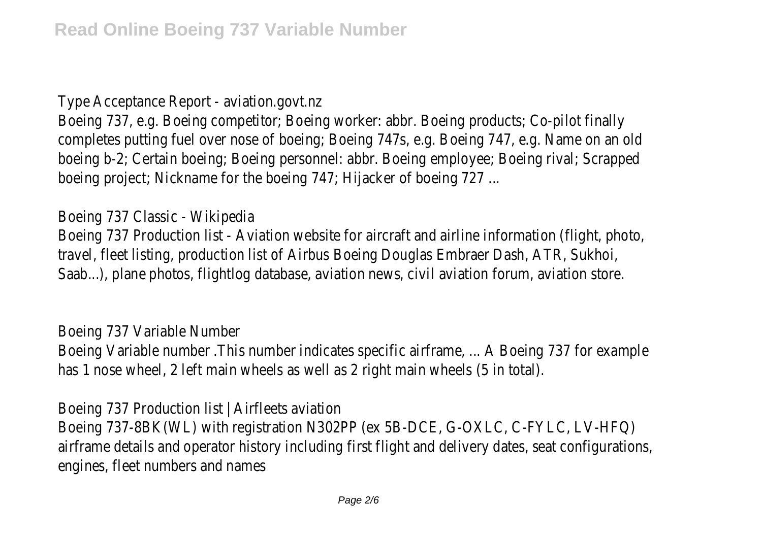Type Acceptance Report - aviation.govt.nz

Boeing 737, e.g. Boeing competitor; Boeing worker: abbr. Boeing products; Co-pilot finally completes putting fuel over nose of boeing; Boeing 747s, e.g. Boeing 747, e.g. Name on an old boeing b-2; Certain boeing; Boeing personnel: abbr. Boeing employee; Boeing rival; Scrapped boeing project; Nickname for the boeing 747; Hijacker of boeing 727 ...

Boeing 737 Classic - Wikipedia

Boeing 737 Production list - Aviation website for aircraft and airline information (flight, photo, travel, fleet listing, production list of Airbus Boeing Douglas Embraer Dash, ATR, Sukhoi, Saab...), plane photos, flightlog database, aviation news, civil aviation forum, aviation store.

Boeing 737 Variable Number

Boeing Variable number .This number indicates specific airframe, ... A Boeing 737 for example has 1 nose wheel, 2 left main wheels as well as 2 right main wheels (5 in total).

Boeing 737 Production list | Airfleets aviation

Boeing 737-8BK(WL) with registration N302PP (ex 5B-DCE, G-OXLC, C-FYLC, LV-HFQ) airframe details and operator history including first flight and delivery dates, seat configurations, engines, fleet numbers and names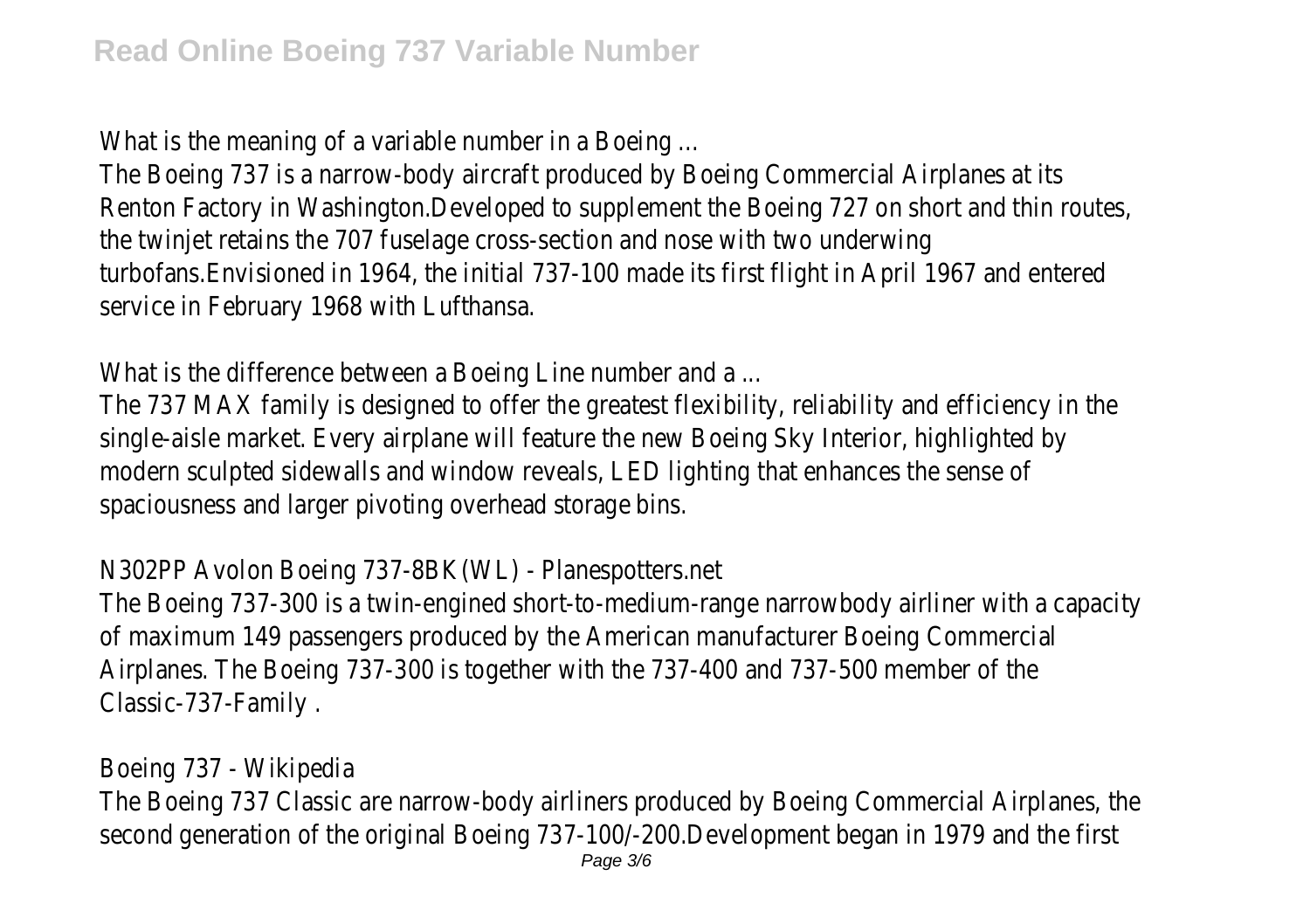What is the meaning of a variable number in a Boeing ...

The Boeing 737 is a narrow-body aircraft produced by Boeing Commercial Airplanes at its Renton Factory in Washington.Developed to supplement the Boeing 727 on short and thin routes, the twinjet retains the 707 fuselage cross-section and nose with two underwing turbofans.Envisioned in 1964, the initial 737-100 made its first flight in April 1967 and entered service in February 1968 with Lufthansa.

What is the difference between a Boeing Line number and a ...

The 737 MAX family is designed to offer the greatest flexibility, reliability and efficiency in the single-aisle market. Every airplane will feature the new Boeing Sky Interior, highlighted by modern sculpted sidewalls and window reveals, LED lighting that enhances the sense of spaciousness and larger pivoting overhead storage bins.

N302PP Avolon Boeing 737-8BK(WL) - Planespotters.net

The Boeing 737-300 is a twin-engined short-to-medium-range narrowbody airliner with a capacity of maximum 149 passengers produced by the American manufacturer Boeing Commercial Airplanes. The Boeing 737-300 is together with the 737-400 and 737-500 member of the Classic-737-Family .

Boeing 737 - Wikipedia

The Boeing 737 Classic are narrow-body airliners produced by Boeing Commercial Airplanes, the second generation of the original Boeing 737-100/-200.Development began in 1979 and the first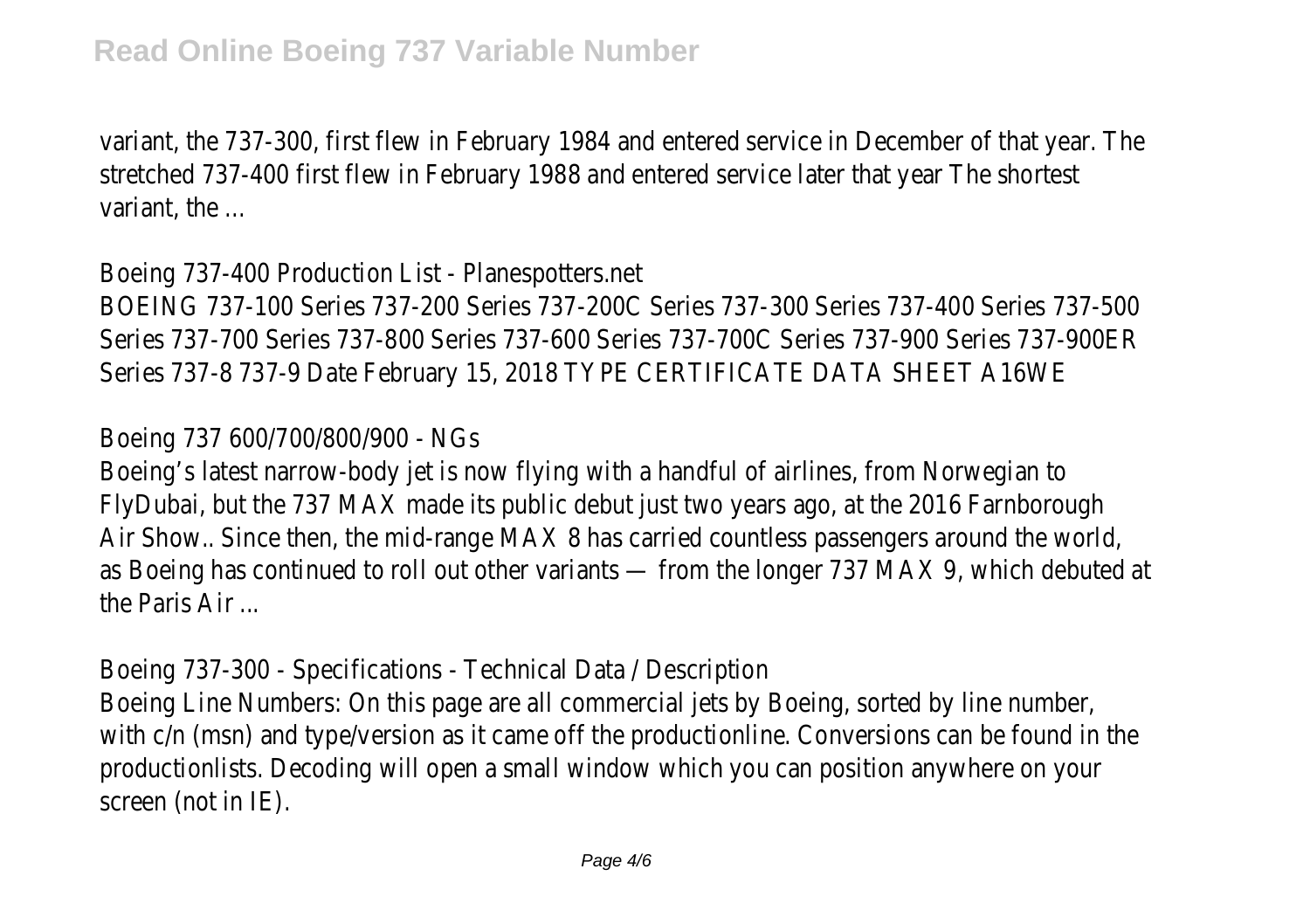variant, the 737-300, first flew in February 1984 and entered service in December of that year. The stretched 737-400 first flew in February 1988 and entered service later that year The shortest variant, the ...

Boeing 737-400 Production List - Planespotters.net

BOEING 737-100 Series 737-200 Series 737-200C Series 737-300 Series 737-400 Series 737-500 Series 737-700 Series 737-800 Series 737-600 Series 737-700C Series 737-900 Series 737-900ER Series 737-8 737-9 Date February 15, 2018 TYPE CERTIFICATE DATA SHEET A16WE

Boeing 737 600/700/800/900 - NGs

Boeing's latest narrow-body jet is now flying with a handful of airlines, from Norwegian to FlyDubai, but the 737 MAX made its public debut just two years ago, at the 2016 Farnborough Air Show.. Since then, the mid-range MAX 8 has carried countless passengers around the world, as Boeing has continued to roll out other variants — from the longer 737 MAX 9, which debuted at the Paris Air ...

Boeing 737-300 - Specifications - Technical Data / Description

Boeing Line Numbers: On this page are all commercial jets by Boeing, sorted by line number, with c/n (msn) and type/version as it came off the productionline. Conversions can be found in the productionlists. Decoding will open a small window which you can position anywhere on your screen (not in IE).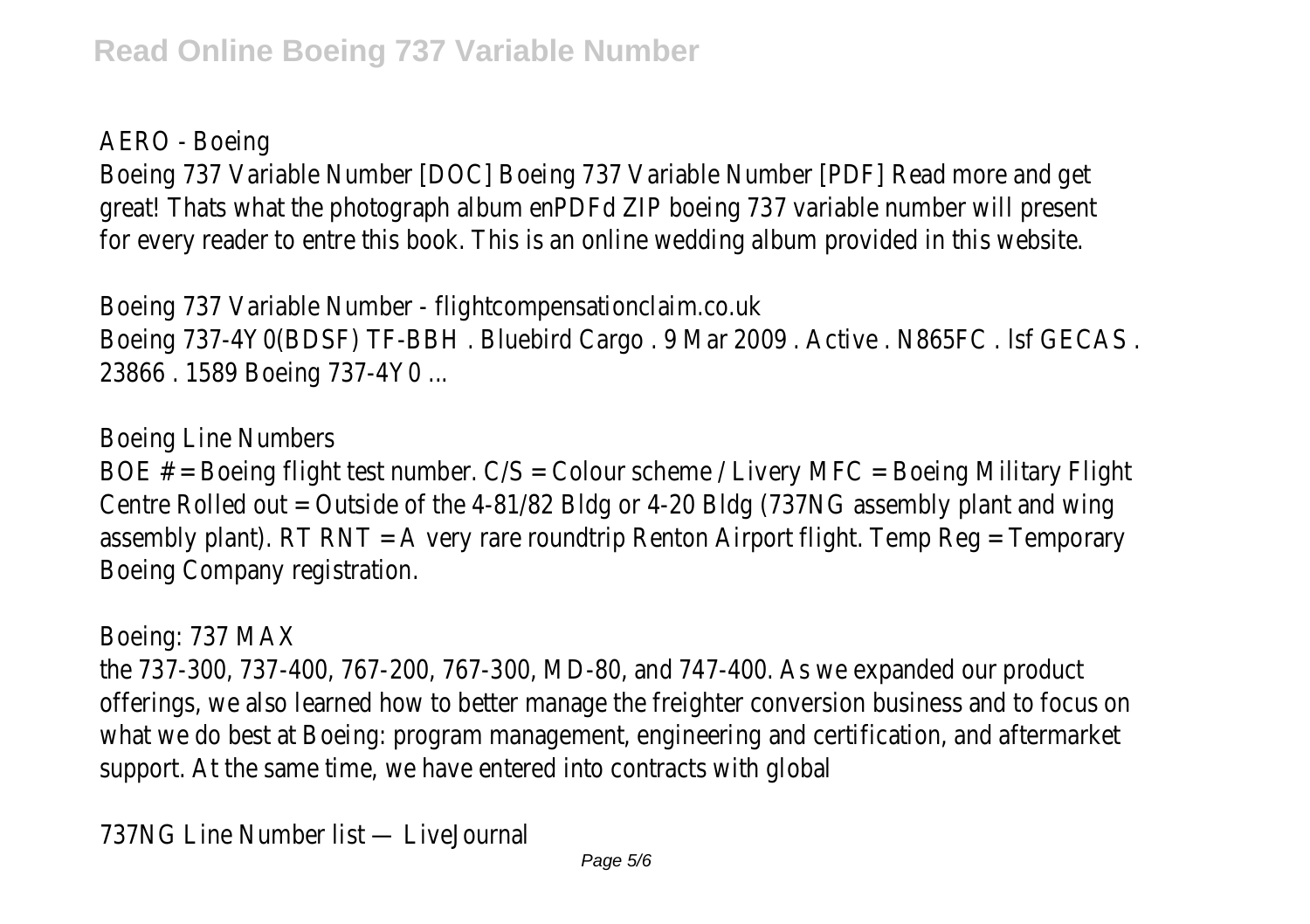AERO - Boeing

Boeing 737 Variable Number [DOC] Boeing 737 Variable Number [PDF] Read more and get great! Thats what the photograph album enPDFd ZIP boeing 737 variable number will present for every reader to entre this book. This is an online wedding album provided in this website.

Boeing 737 Variable Number - flightcompensationclaim.co.uk

Boeing 737-4Y0(BDSF) TF-BBH . Bluebird Cargo . 9 Mar 2009 . Active . N865FC . lsf GECAS . 23866 . 1589 Boeing 737-4Y0 ...

Boeing Line Numbers

BOE # = Boeing flight test number. C/S = Colour scheme / Livery MFC = Boeing Military Flight Centre Rolled out = Outside of the 4-81/82 Bldg or 4-20 Bldg (737NG assembly plant and wing assembly plant). RT RNT = A very rare roundtrip Renton Airport flight. Temp Reg = Temporary Boeing Company registration.

Boeing: 737 MAX

the 737-300, 737-400, 767-200, 767-300, MD-80, and 747-400. As we expanded our product offerings, we also learned how to better manage the freighter conversion business and to focus on what we do best at Boeing: program management, engineering and certification, and aftermarket support. At the same time, we have entered into contracts with global

737NG Line Number list — LiveJournal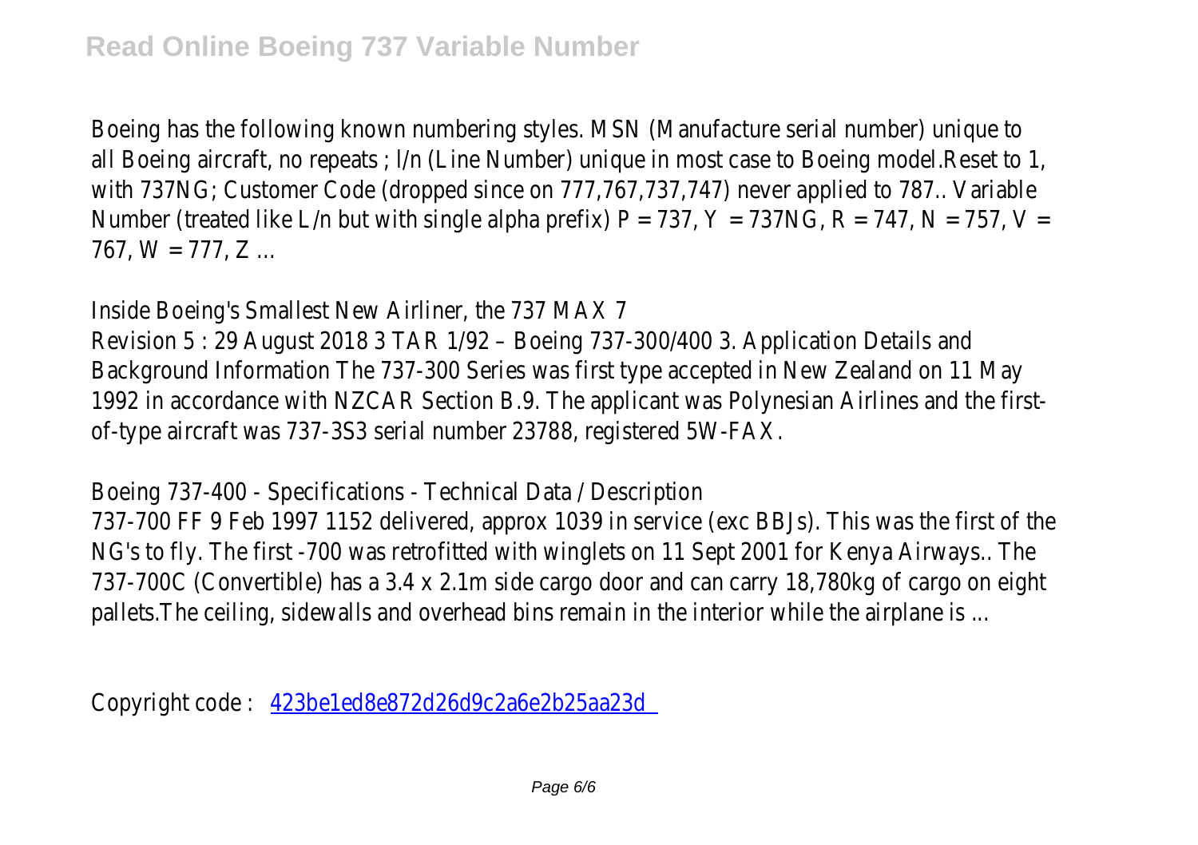Boeing has the following known numbering styles. MSN (Manufacture serial number) unique to all Boeing aircraft, no repeats ; l/n (Line Number) unique in most case to Boeing model.Reset to 1, with 737NG; Customer Code (dropped since on 777,767,737,747) never applied to 787.. Variable Number (treated like L/n but with single alpha prefix) P = 737, Y = 737NG, R = 747, N = 757, V = 767, W = 777, Z ...

Inside Boeing's Smallest New Airliner, the 737 MAX 7

Revision 5 : 29 August 2018 3 TAR 1/92 – Boeing 737-300/400 3. Application Details and Background Information The 737-300 Series was first type accepted in New Zealand on 11 May 1992 in accordance with NZCAR Section B.9. The applicant was Polynesian Airlines and the first-of-type aircraft was 737-3S3 serial number 23788, registered 5W-FAX.

Boeing 737-400 - Specifications - Technical Data / Description

737-700 FF 9 Feb 1997 1152 delivered, approx 1039 in service (exc BBJs). This was the first of the NG's to fly. The first -700 was retrofitted with winglets on 11 Sept 2001 for Kenya Airways.. The 737-700C (Convertible) has a 3.4 x 2.1m side cargo door and can carry 18,780kg of cargo on eight pallets.The ceiling, sidewalls and overhead bins remain in the interior while the airplane is ...

Copyright code : 423be1ed8e872d26d9c2a6e2b25aa23d